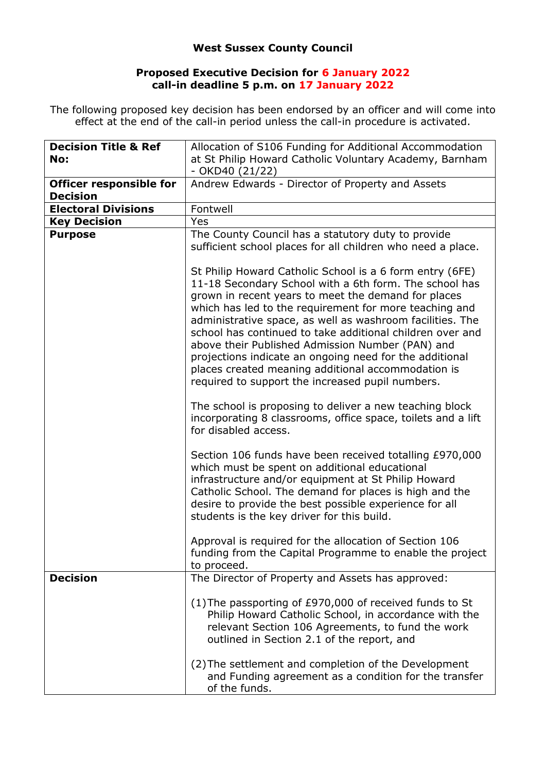**West Sussex County Council**

**Proposed Executive Decision for 6 January 2022**
**call-in deadline 5 p.m. on 17 January 2022**

The following proposed key decision has been endorsed by an officer and will come into effect at the end of the call-in period unless the call-in procedure is activated.

| **Decision Title & Ref No:** | Allocation of S106 Funding for Additional Accommodation at St Philip Howard Catholic Voluntary Academy, Barnham - OKD40 (21/22) |
|---|---|
| **Officer responsible for Decision** | Andrew Edwards - Director of Property and Assets |
| **Electoral Divisions** | Fontwell |
| **Key Decision** | Yes |
| **Purpose** | The County Council has a statutory duty to provide sufficient school places for all children who need a place.<br><br>St Philip Howard Catholic School is a 6 form entry (6FE) 11-18 Secondary School with a 6th form. The school has grown in recent years to meet the demand for places which has led to the requirement for more teaching and administrative space, as well as washroom facilities. The school has continued to take additional children over and above their Published Admission Number (PAN) and projections indicate an ongoing need for the additional places created meaning additional accommodation is required to support the increased pupil numbers.<br><br>The school is proposing to deliver a new teaching block incorporating 8 classrooms, office space, toilets and a lift for disabled access.<br><br>Section 106 funds have been received totalling £970,000 which must be spent on additional educational infrastructure and/or equipment at St Philip Howard Catholic School. The demand for places is high and the desire to provide the best possible experience for all students is the key driver for this build.<br><br>Approval is required for the allocation of Section 106 funding from the Capital Programme to enable the project to proceed. |
| **Decision** | The Director of Property and Assets has approved:<br><br>(1) The passporting of £970,000 of received funds to St Philip Howard Catholic School, in accordance with the relevant Section 106 Agreements, to fund the work outlined in Section 2.1 of the report, and<br><br>(2) The settlement and completion of the Development and Funding agreement as a condition for the transfer of the funds. |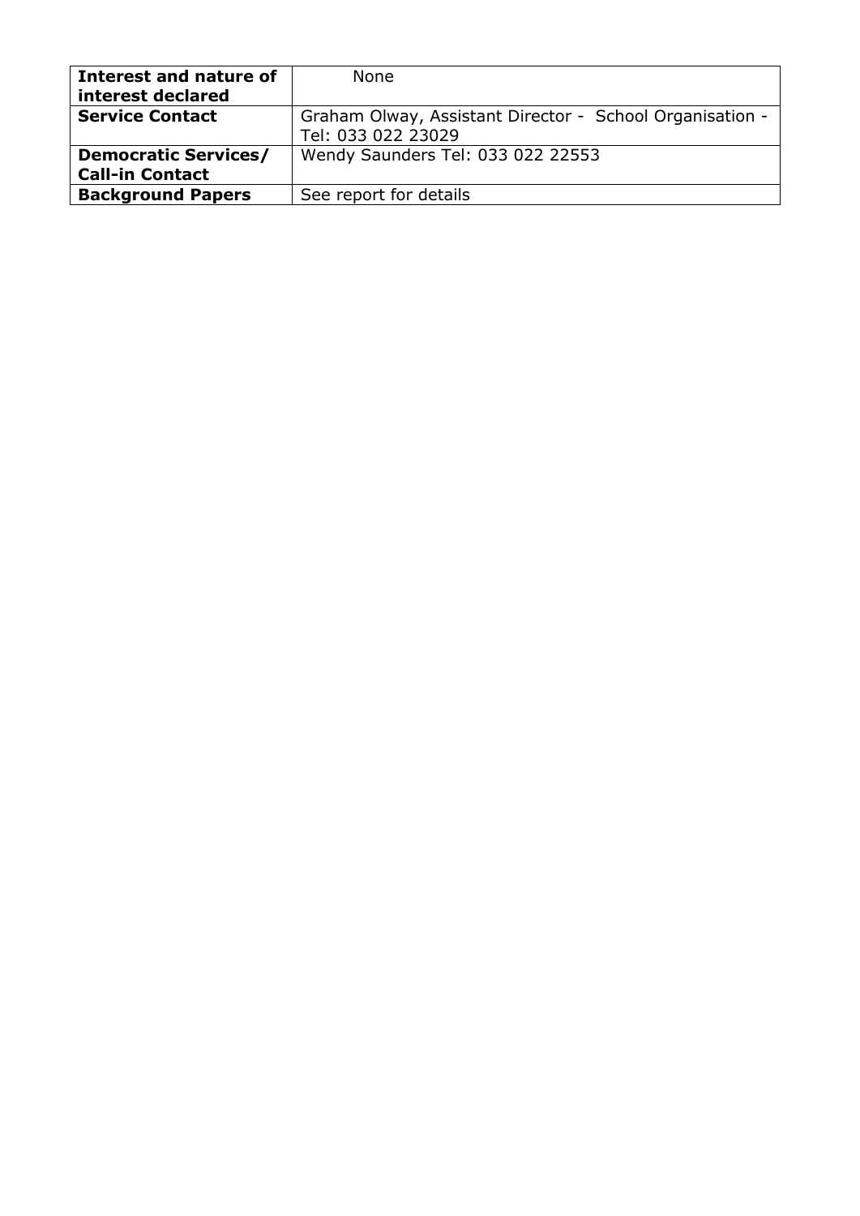| | |
|---|---|
| **Interest and nature of interest declared** | None |
| **Service Contact** | Graham Olway, Assistant Director - School Organisation - Tel: 033 022 23029 |
| **Democratic Services/ Call-in Contact** | Wendy Saunders Tel: 033 022 22553 |
| **Background Papers** | See report for details |